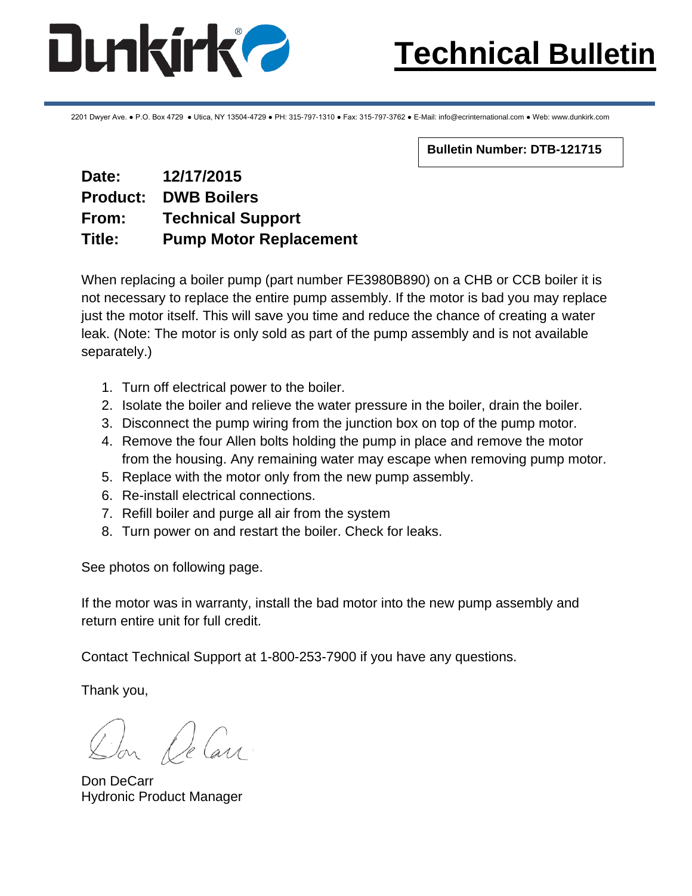# Technical Bulletin

2201 Dwyer Ave. ● P.O. Box 4729 ● Utica, NY 13504-4729 ● PH: 315-797-1310 ● Fax: 315-797-3762 ● E-Mail: info@ecrinternational.com ● Web: www.dunkirk.com

**Bulletin Number: DTB-121715**

**Date:** **12/17/2015**
**Product:** **DWB Boilers**
**From:** **Technical Support**
**Title:** **Pump Motor Replacement**

When replacing a boiler pump (part number FE3980B890) on a CHB or CCB boiler it is not necessary to replace the entire pump assembly. If the motor is bad you may replace just the motor itself. This will save you time and reduce the chance of creating a water leak. (Note: The motor is only sold as part of the pump assembly and is not available separately.)

1. Turn off electrical power to the boiler.
2. Isolate the boiler and relieve the water pressure in the boiler, drain the boiler.
3. Disconnect the pump wiring from the junction box on top of the pump motor.
4. Remove the four Allen bolts holding the pump in place and remove the motor from the housing. Any remaining water may escape when removing pump motor.
5. Replace with the motor only from the new pump assembly.
6. Re-install electrical connections.
7. Refill boiler and purge all air from the system
8. Turn power on and restart the boiler. Check for leaks.

See photos on following page.

If the motor was in warranty, install the bad motor into the new pump assembly and return entire unit for full credit.

Contact Technical Support at 1-800-253-7900 if you have any questions.

Thank you,

Don DeCarr
Hydronic Product Manager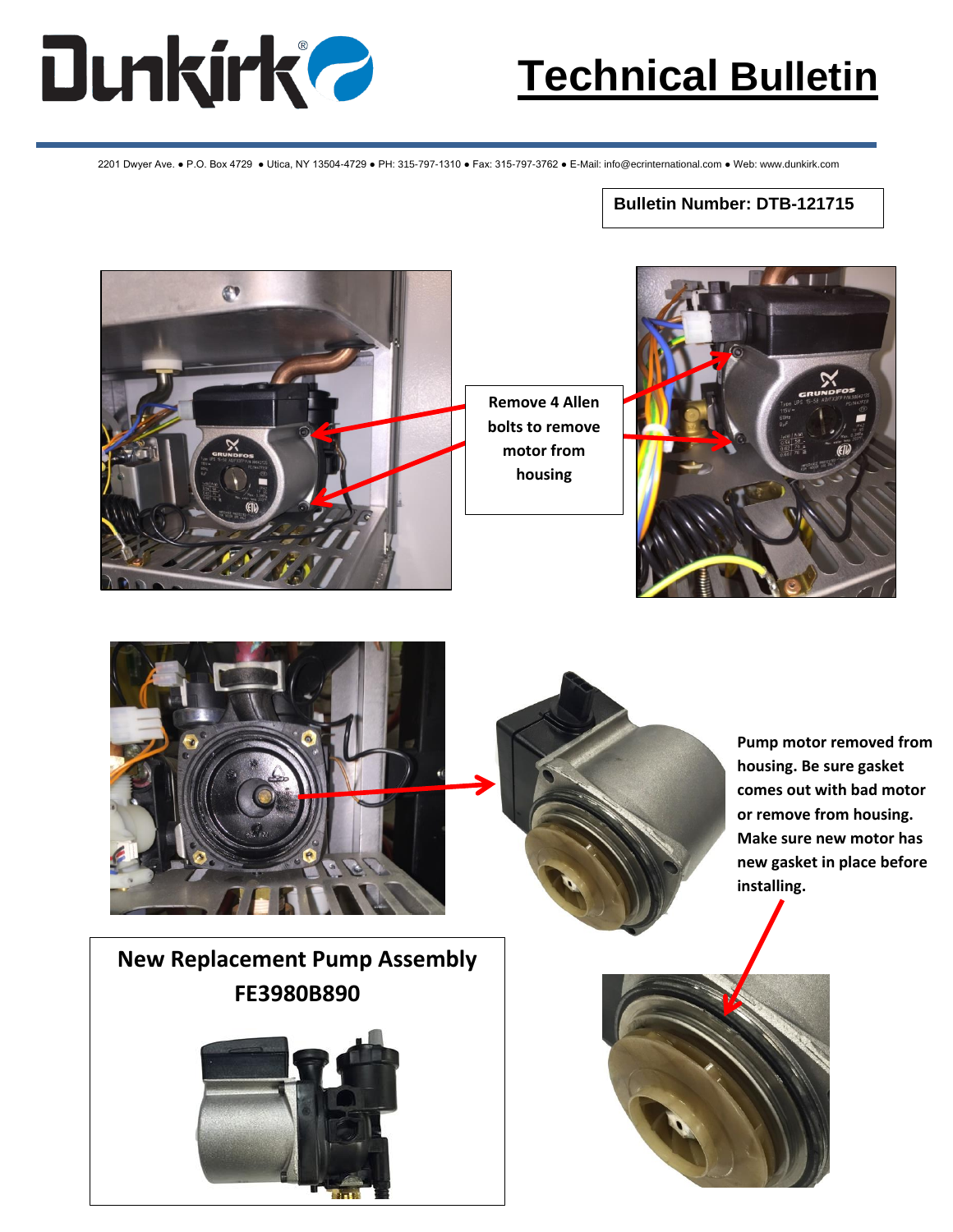# Dunkirk

# Technical Bulletin

2201 Dwyer Ave. ● P.O. Box 4729 ● Utica, NY 13504-4729 ● PH: 315-797-1310 ● Fax: 315-797-3762 ● E-Mail: info@ecrinternational.com ● Web: www.dunkirk.com

**Bulletin Number: DTB-121715**

**Remove 4 Allen bolts to remove motor from housing**

**Pump motor removed from housing. Be sure gasket comes out with bad motor or remove from housing. Make sure new motor has new gasket in place before installing.**

**New Replacement Pump Assembly FE3980B890**